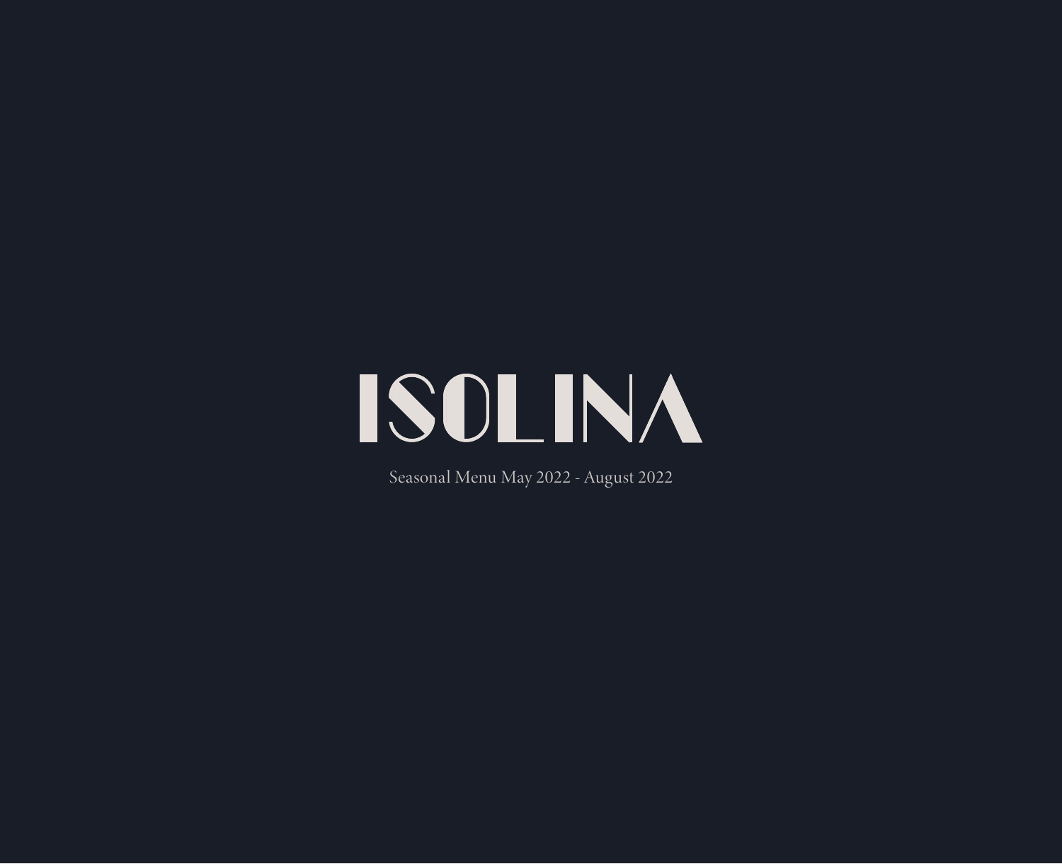# ISOLINA

Seasonal Menu May 2022 - August 2022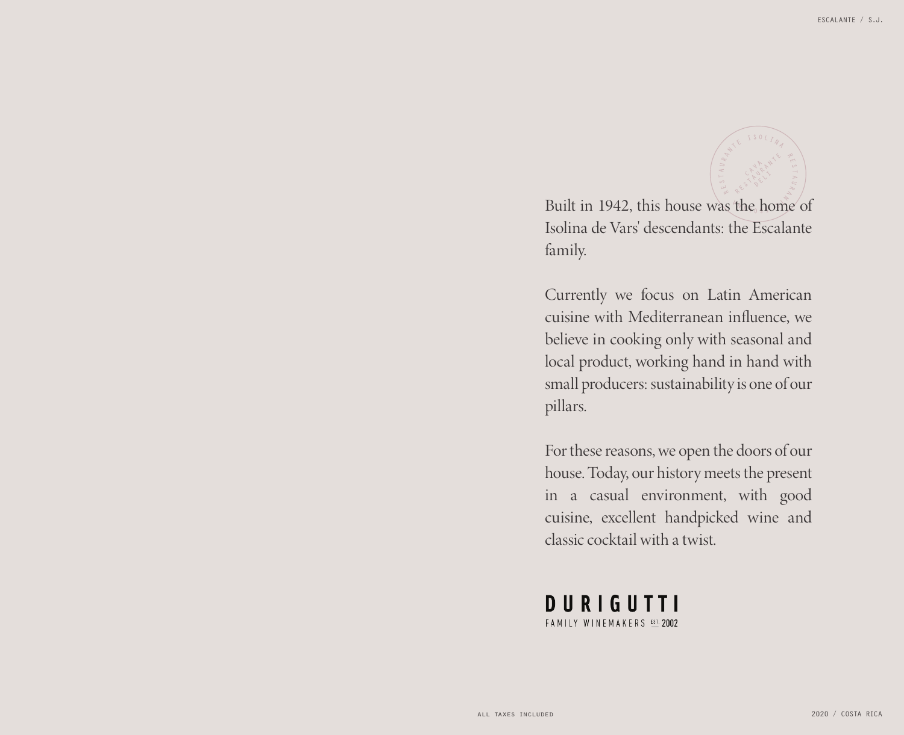Built in 1942, this house was the home of Isolina de Vars' descendants: the Escalante family.

Currently we focus on Latin American cuisine with Mediterranean influence, we believe in cooking only with seasonal and local product, working hand in hand with small producers: sustainability is one of our pillars.

For these reasons, we open the doors of our house. Today, our history meets the present in a casual environment, with good cuisine, excellent handpicked wine and classic cocktail with a twist.

DURIGUTTI
FAMILY WINEMAKERS EST. 2002

ALL TAXES INCLUDED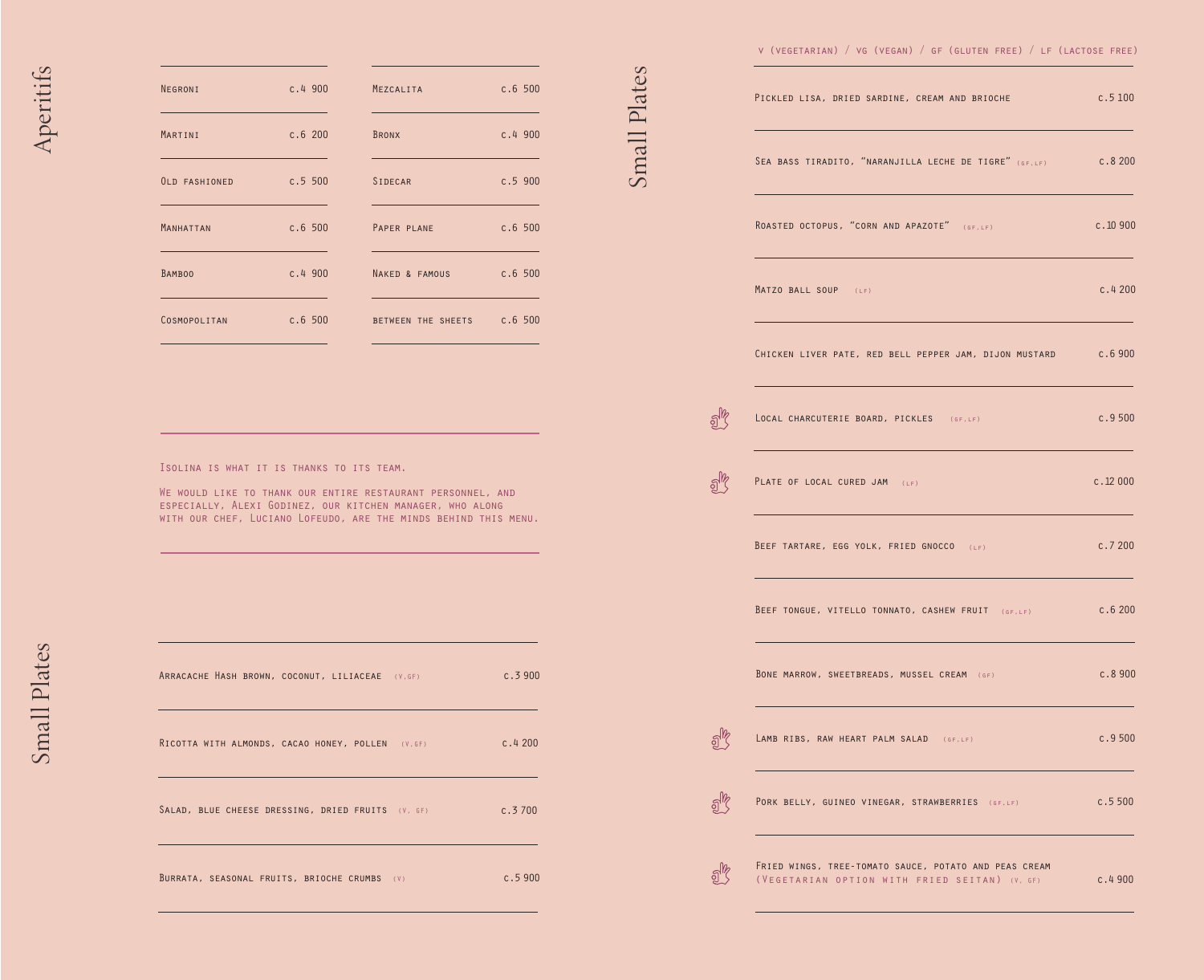# Aperitifs

| | |
|---|---|
| Negroni | c.4 900 |
| Martini | c.6 200 |
| Old fashioned | c.5 500 |
| Manhattan | c.6 500 |
| Bamboo | c.4 900 |
| Cosmopolitan | c.6 500 |
| Mezcalita | c.6 500 |
| Bronx | c.4 900 |
| Sidecar | c.5 900 |
| Paper plane | c.6 500 |
| Naked & famous | c.6 500 |
| between the sheets | c.6 500 |

Isolina is what it is thanks to its team.

We would like to thank our entire restaurant personnel, and especially, Alexi Godinez, our kitchen manager, who along with our chef, Luciano Lofeudo, are the minds behind this menu.

# Small Plates

| | |
|---|---|
| Arracache Hash brown, coconut, liliaceae (V,GF) | c.3 900 |
| Ricotta with almonds, cacao honey, pollen (V,GF) | c.4 200 |
| Salad, blue cheese dressing, dried fruits (V, GF) | c.3 700 |
| Burrata, seasonal fruits, brioche crumbs (V) | c.5 900 |

# Small Plates

V (vegetarian) / VG (vegan) / GF (gluten free) / LF (lactose free)

| | |
|---|---|
| Pickled lisa, dried sardine, cream and brioche | c.5 100 |
| Sea bass tiradito, "naranjilla leche de tigre" (GF,LF) | c.8 200 |
| Roasted octopus, "corn and apazote" (GF,LF) | c.10 900 |
| Matzo ball soup (LF) | c.4 200 |
| Chicken liver pate, red bell pepper jam, dijon mustard | c.6 900 |
| Local charcuterie board, pickles (GF,LF) | c.9 500 |
| Plate of local cured jam (LF) | c.12 000 |
| Beef tartare, egg yolk, fried gnocco (LF) | c.7 200 |
| Beef tongue, vitello tonnato, cashew fruit (GF,LF) | c.6 200 |
| Bone marrow, sweetbreads, mussel cream (GF) | c.8 900 |
| Lamb ribs, raw heart palm salad (GF,LF) | c.9 500 |
| Pork belly, guineo vinegar, strawberries (GF,LF) | c.5 500 |
| Fried wings, tree-tomato sauce, potato and peas cream (Vegetarian option with fried seitan) (V, GF) | c.4 900 |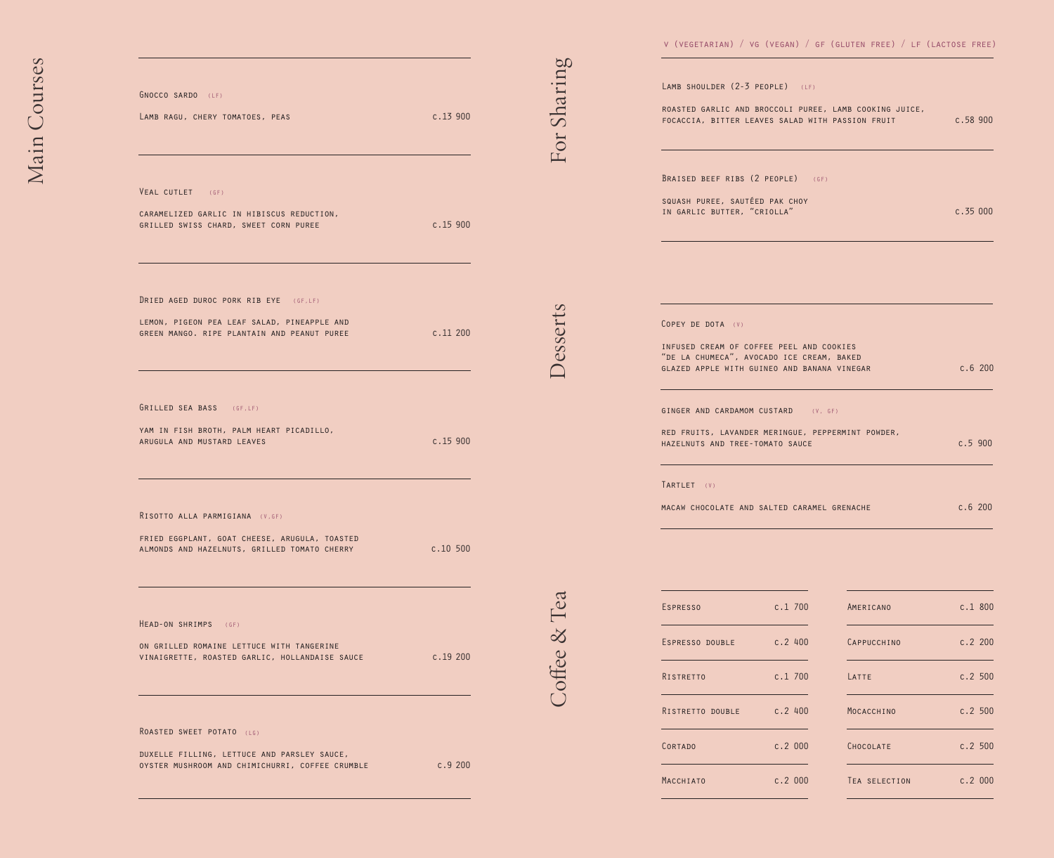## Main Courses

**Gnocco sardo** (LF)
Lamb ragu, chery tomatoes, peas — c.13 900

**Veal cutlet** (GF)
Caramelized garlic in hibiscus reduction, grilled swiss chard, sweet corn puree — c.15 900

**Dried aged duroc pork rib eye** (GF,LF)
Lemon, pigeon pea leaf salad, pineapple and green mango. Ripe plantain and peanut puree — c.11 200

**Grilled sea bass** (GF,LF)
Yam in fish broth, palm heart picadillo, arugula and mustard leaves — c.15 900

**Risotto alla parmigiana** (V,GF)
Fried eggplant, goat cheese, arugula, toasted almonds and hazelnuts, grilled tomato cherry — c.10 500

**Head-on shrimps** (GF)
On grilled romaine lettuce with tangerine vinaigrette, roasted garlic, hollandaise sauce — c.19 200

**Roasted sweet potato** (LG)
Duxelle filling, lettuce and parsley sauce, oyster mushroom and chimichurri, coffee crumble — c.9 200

V (VEGETARIAN) / VG (VEGAN) / GF (GLUTEN FREE) / LF (LACTOSE FREE)

## For Sharing

**Lamb shoulder (2-3 people)** (LF)
Roasted garlic and broccoli puree, lamb cooking juice, focaccia, bitter leaves salad with passion fruit — c.58 900

**Braised beef ribs (2 people)** (GF)
Squash puree, sautéed pak choy in garlic butter, "criolla" — c.35 000

## Desserts

**Copey de dota** (V)
Infused cream of coffee peel and cookies "de la chumeca", avocado ice cream, baked glazed apple with guineo and banana vinegar — c.6 200

**Ginger and cardamom custard** (V, GF)
Red fruits, lavander meringue, peppermint powder, hazelnuts and tree-tomato sauce — c.5 900

**Tartlet** (V)
Macaw chocolate and salted caramel grenache — c.6 200

## Coffee & Tea

| Item | Price | Item | Price |
|---|---|---|---|
| Espresso | c.1 700 | Americano | c.1 800 |
| Espresso double | c.2 400 | Cappucchino | c.2 200 |
| Ristretto | c.1 700 | Latte | c.2 500 |
| Ristretto double | c.2 400 | Mocacchino | c.2 500 |
| Cortado | c.2 000 | Chocolate | c.2 500 |
| Macchiato | c.2 000 | Tea selection | c.2 000 |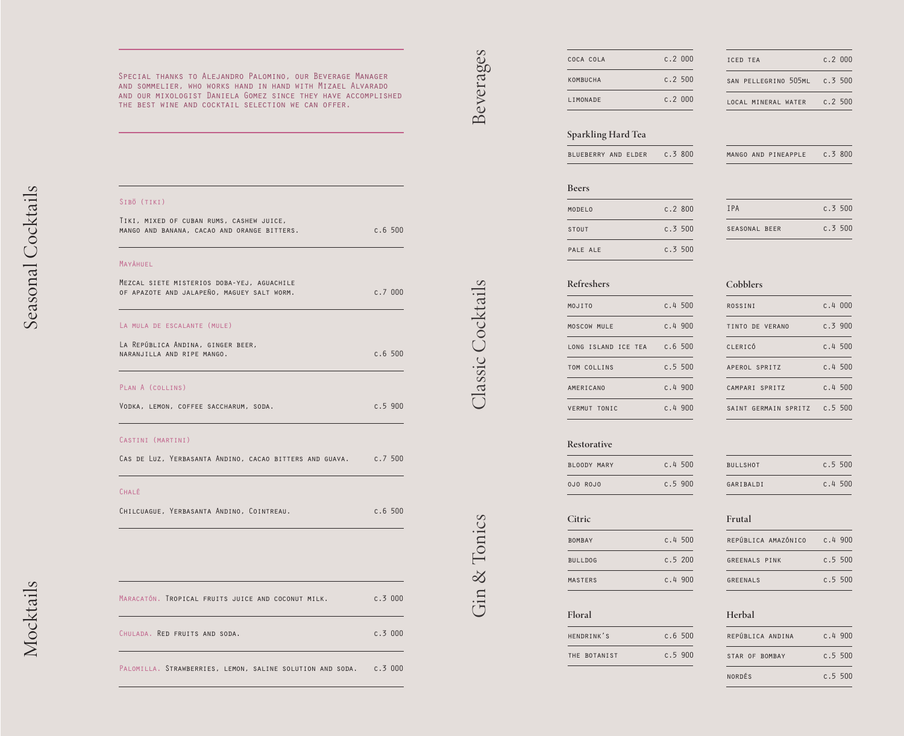Special thanks to Alejandro Palomino, our Beverage Manager and sommelier, who works hand in hand with Mizael Alvarado and our mixologist Daniela Gomez since they have accomplished the best wine and cocktail selection we can offer.

## Seasonal Cocktails

**Sibö (tiki)**
Tiki, mixed of cuban rums, cashew juice, mango and banana, cacao and orange bitters. — c.6 500

**Mayāhuel**
Mezcal siete misterios doba-yej, aguachile of apazote and jalapeño, maguey salt worm. — c.7 000

**La mula de escalante (mule)**
La República Andina, ginger beer, naranjilla and ripe mango. — c.6 500

**Plan A (collins)**
Vodka, lemon, coffee saccharum, soda. — c.5 900

**Castini (martini)**
Cas de Luz, Yerbasanta Andino, cacao bitters and guava. — c.7 500

**Chalê**
Chilcuague, Yerbasanta Andino, Cointreau. — c.6 500

## Mocktails

**Maracatón.** Tropical fruits juice and coconut milk. — c.3 000

**Chulada.** Red fruits and soda. — c.3 000

**Palomilla.** Strawberries, lemon, saline solution and soda. — c.3 000

## Beverages

| Item | Price |
|---|---|
| Coca Cola | c.2 000 |
| Kombucha | c.2 500 |
| Limonade | c.2 000 |
| Iced Tea | c.2 000 |
| San Pellegrino 505ml | c.3 500 |
| Local Mineral Water | c.2 500 |

### Sparkling Hard Tea

| Item | Price |
|---|---|
| Blueberry and Elder | c.3 800 |
| Mango and Pineapple | c.3 800 |

### Beers

| Item | Price |
|---|---|
| Modelo | c.2 800 |
| Stout | c.3 500 |
| Pale Ale | c.3 500 |
| IPA | c.3 500 |
| Seasonal Beer | c.3 500 |

## Classic Cocktails

### Refreshers

| Item | Price |
|---|---|
| Mojito | c.4 500 |
| Moscow Mule | c.4 900 |
| Long Island Ice Tea | c.6 500 |
| Tom Collins | c.5 500 |
| Americano | c.4 900 |
| Vermut Tonic | c.4 900 |

### Cobblers

| Item | Price |
|---|---|
| Rossini | c.4 000 |
| Tinto de Verano | c.3 900 |
| Clericó | c.4 500 |
| Aperol Spritz | c.4 500 |
| Campari Spritz | c.4 500 |
| Saint Germain Spritz | c.5 500 |

### Restorative

| Item | Price |
|---|---|
| Bloody Mary | c.4 500 |
| Ojo Rojo | c.5 900 |
| Bullshot | c.5 500 |
| Garibaldi | c.4 500 |

## Gin & Tonics

### Citric

| Item | Price |
|---|---|
| Bombay | c.4 500 |
| Bulldog | c.5 200 |
| Masters | c.4 900 |

### Frutal

| Item | Price |
|---|---|
| República Amazónico | c.4 900 |
| Greenals Pink | c.5 500 |
| Greenals | c.5 500 |

### Floral

| Item | Price |
|---|---|
| Hendrink's | c.6 500 |
| The Botanist | c.5 900 |

### Herbal

| Item | Price |
|---|---|
| República Andina | c.4 900 |
| Star of Bombay | c.5 500 |
| Nordés | c.5 500 |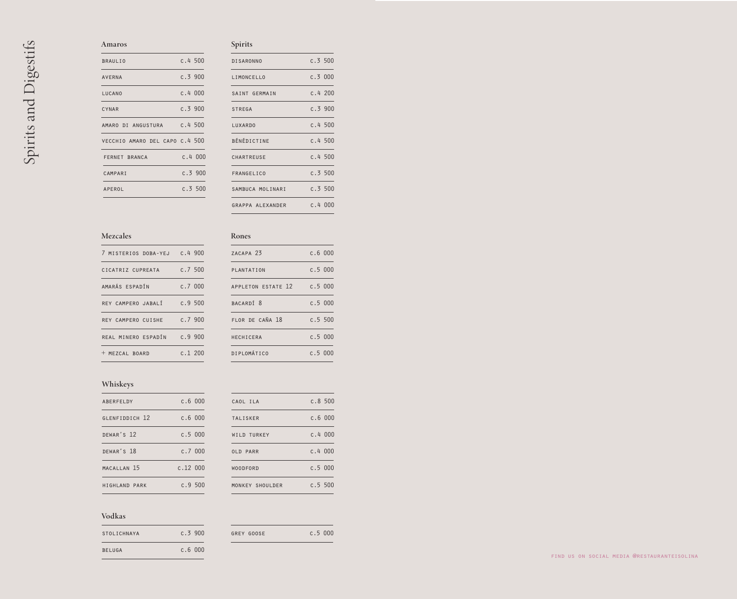# Spirits and Digestifs

## Amaros

| | |
|---|---|
| BRAULIO | c.4 500 |
| AVERNA | c.3 900 |
| LUCANO | c.4 000 |
| CYNAR | c.3 900 |
| AMARO DI ANGUSTURA | c.4 500 |
| VECCHIO AMARO DEL CAPO | c.4 500 |
| FERNET BRANCA | c.4 000 |
| CAMPARI | c.3 900 |
| APEROL | c.3 500 |

## Spirits

| | |
|---|---|
| DISARONNO | c.3 500 |
| LIMONCELLO | c.3 000 |
| SAINT GERMAIN | c.4 200 |
| STREGA | c.3 900 |
| LUXARDO | c.4 500 |
| BÉNÉDICTINE | c.4 500 |
| CHARTREUSE | c.4 500 |
| FRANGELICO | c.3 500 |
| SAMBUCA MOLINARI | c.3 500 |
| GRAPPA ALEXANDER | c.4 000 |

## Mezcales

| | |
|---|---|
| 7 MISTERIOS DOBA-YEJ | c.4 900 |
| CICATRIZ CUPREATA | c.7 500 |
| AMARÁS ESPADÍN | c.7 000 |
| REY CAMPERO JABALÍ | c.9 500 |
| REY CAMPERO CUISHE | c.7 900 |
| REAL MINERO ESPADÍN | c.9 900 |
| + MEZCAL BOARD | c.1 200 |

## Rones

| | |
|---|---|
| ZACAPA 23 | c.6 000 |
| PLANTATION | c.5 000 |
| APPLETON ESTATE 12 | c.5 000 |
| BACARDÍ 8 | c.5 000 |
| FLOR DE CAÑA 18 | c.5 500 |
| HECHICERA | c.5 000 |
| DIPLOMÁTICO | c.5 000 |

## Whiskeys

| | |
|---|---|
| ABERFELDY | c.6 000 |
| GLENFIDDICH 12 | c.6 000 |
| DEWAR'S 12 | c.5 000 |
| DEWAR'S 18 | c.7 000 |
| MACALLAN 15 | c.12 000 |
| HIGHLAND PARK | c.9 500 |
| CAOL ILA | c.8 500 |
| TALISKER | c.6 000 |
| WILD TURKEY | c.4 000 |
| OLD PARR | c.4 000 |
| WOODFORD | c.5 000 |
| MONKEY SHOULDER | c.5 500 |

## Vodkas

| | |
|---|---|
| STOLICHNAYA | c.3 900 |
| BELUGA | c.6 000 |
| GREY GOOSE | c.5 000 |

FIND US ON SOCIAL MEDIA @RESTAURANTEISOLINA